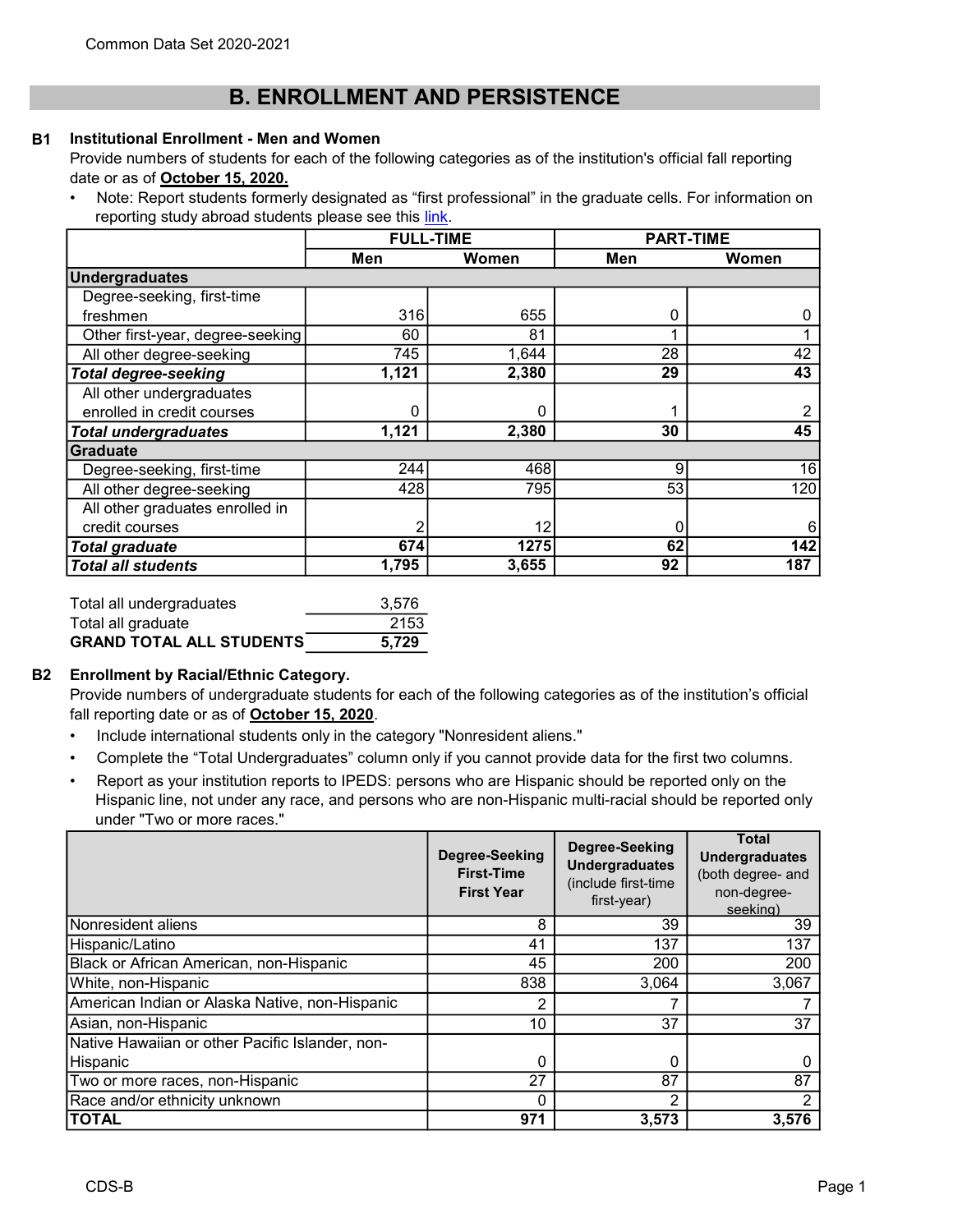# B. ENROLLMENT AND PERSISTENCE

**B1 Institutional Enrollment - Men and Women**

Provide numbers of students for each of the following categories as of the institution's official fall reporting date or as of **October 15, 2020.**

- Note: Report students formerly designated as "first professional" in the graduate cells. For information on reporting study abroad students please see this link.

| | FULL-TIME | | PART-TIME | |
|---|---|---|---|---|
| | Men | Women | Men | Women |
| **Undergraduates** | | | | |
| Degree-seeking, first-time freshmen | 316 | 655 | 0 | 0 |
| Other first-year, degree-seeking | 60 | 81 | 1 | 1 |
| All other degree-seeking | 745 | 1,644 | 28 | 42 |
| ***Total degree-seeking*** | **1,121** | **2,380** | **29** | **43** |
| All other undergraduates enrolled in credit courses | 0 | 0 | 1 | 2 |
| ***Total undergraduates*** | **1,121** | **2,380** | **30** | **45** |
| **Graduate** | | | | |
| Degree-seeking, first-time | 244 | 468 | 9 | 16 |
| All other degree-seeking | 428 | 795 | 53 | 120 |
| All other graduates enrolled in credit courses | 2 | 12 | 0 | 6 |
| ***Total graduate*** | **674** | **1275** | **62** | **142** |
| ***Total all students*** | **1,795** | **3,655** | **92** | **187** |

| | |
|---|---|
| Total all undergraduates | 3,576 |
| Total all graduate | 2153 |
| **GRAND TOTAL ALL STUDENTS** | **5,729** |

**B2 Enrollment by Racial/Ethnic Category.**

Provide numbers of undergraduate students for each of the following categories as of the institution's official fall reporting date or as of **October 15, 2020**.

- Include international students only in the category "Nonresident aliens."
- Complete the "Total Undergraduates" column only if you cannot provide data for the first two columns.
- Report as your institution reports to IPEDS: persons who are Hispanic should be reported only on the Hispanic line, not under any race, and persons who are non-Hispanic multi-racial should be reported only under "Two or more races."

| | Degree-Seeking First-Time First Year | Degree-Seeking Undergraduates (include first-time first-year) | Total Undergraduates (both degree- and non-degree-seeking) |
|---|---|---|---|
| Nonresident aliens | 8 | 39 | 39 |
| Hispanic/Latino | 41 | 137 | 137 |
| Black or African American, non-Hispanic | 45 | 200 | 200 |
| White, non-Hispanic | 838 | 3,064 | 3,067 |
| American Indian or Alaska Native, non-Hispanic | 2 | 7 | 7 |
| Asian, non-Hispanic | 10 | 37 | 37 |
| Native Hawaiian or other Pacific Islander, non-Hispanic | 0 | 0 | 0 |
| Two or more races, non-Hispanic | 27 | 87 | 87 |
| Race and/or ethnicity unknown | 0 | 2 | 2 |
| **TOTAL** | **971** | **3,573** | **3,576** |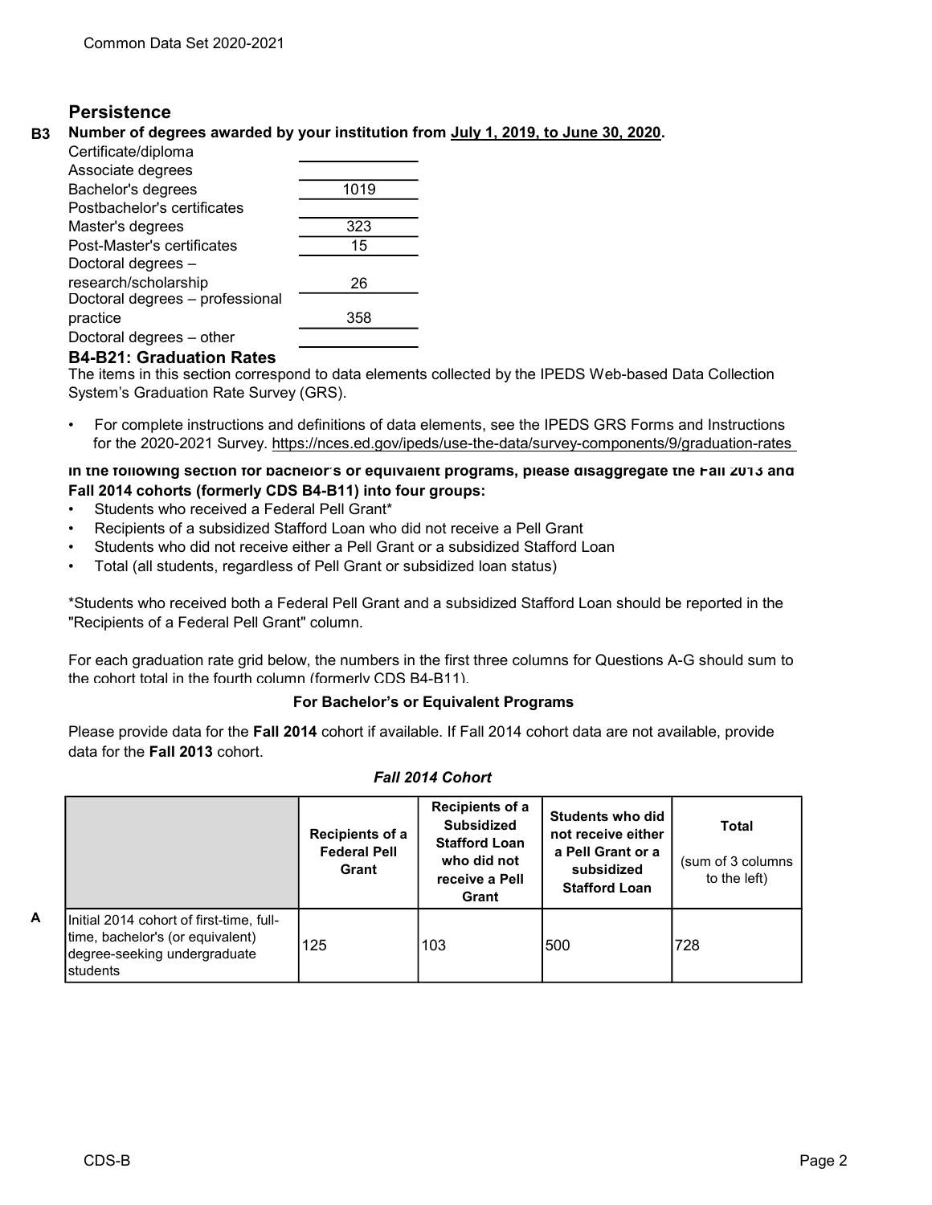## Persistence

**B3 Number of degrees awarded by your institution from July 1, 2019, to June 30, 2020.**

| Degree | Number |
|---|---|
| Certificate/diploma | |
| Associate degrees | |
| Bachelor's degrees | 1019 |
| Postbachelor's certificates | |
| Master's degrees | 323 |
| Post-Master's certificates | 15 |
| Doctoral degrees – research/scholarship | 26 |
| Doctoral degrees – professional practice | 358 |
| Doctoral degrees – other | |

### B4-B21: Graduation Rates

The items in this section correspond to data elements collected by the IPEDS Web-based Data Collection System's Graduation Rate Survey (GRS).

- For complete instructions and definitions of data elements, see the IPEDS GRS Forms and Instructions for the 2020-2021 Survey. https://nces.ed.gov/ipeds/use-the-data/survey-components/9/graduation-rates

**In the following section for bachelor's or equivalent programs, please disaggregate the Fall 2013 and Fall 2014 cohorts (formerly CDS B4-B11) into four groups:**

- Students who received a Federal Pell Grant*
- Recipients of a subsidized Stafford Loan who did not receive a Pell Grant
- Students who did not receive either a Pell Grant or a subsidized Stafford Loan
- Total (all students, regardless of Pell Grant or subsidized loan status)

*Students who received both a Federal Pell Grant and a subsidized Stafford Loan should be reported in the "Recipients of a Federal Pell Grant" column.

For each graduation rate grid below, the numbers in the first three columns for Questions A-G should sum to the cohort total in the fourth column (formerly CDS B4-B11).

**For Bachelor's or Equivalent Programs**

Please provide data for the **Fall 2014** cohort if available. If Fall 2014 cohort data are not available, provide data for the **Fall 2013** cohort.

***Fall 2014 Cohort***

| | | Recipients of a Federal Pell Grant | Recipients of a Subsidized Stafford Loan who did not receive a Pell Grant | Students who did not receive either a Pell Grant or a subsidized Stafford Loan | Total (sum of 3 columns to the left) |
|---|---|---|---|---|---|
| A | Initial 2014 cohort of first-time, full-time, bachelor's (or equivalent) degree-seeking undergraduate students | 125 | 103 | 500 | 728 |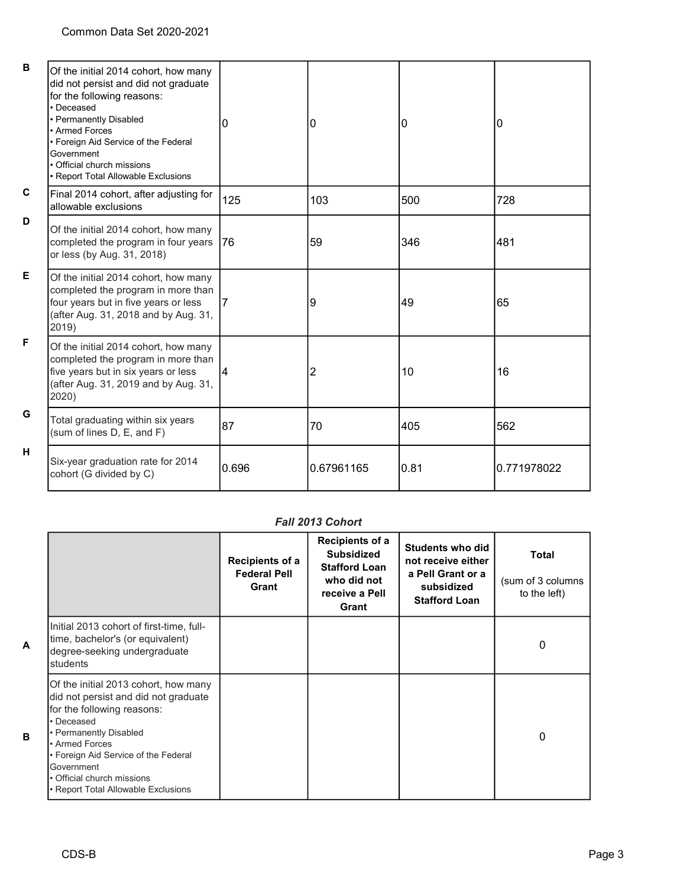| | | | | | |
|---|---|---|---|---|---|
| B | Of the initial 2014 cohort, how many did not persist and did not graduate for the following reasons:<br>• Deceased<br>• Permanently Disabled<br>• Armed Forces<br>• Foreign Aid Service of the Federal Government<br>• Official church missions<br>• Report Total Allowable Exclusions | 0 | 0 | 0 | 0 |
| C | Final 2014 cohort, after adjusting for allowable exclusions | 125 | 103 | 500 | 728 |
| D | Of the initial 2014 cohort, how many completed the program in four years or less (by Aug. 31, 2018) | 76 | 59 | 346 | 481 |
| E | Of the initial 2014 cohort, how many completed the program in more than four years but in five years or less (after Aug. 31, 2018 and by Aug. 31, 2019) | 7 | 9 | 49 | 65 |
| F | Of the initial 2014 cohort, how many completed the program in more than five years but in six years or less (after Aug. 31, 2019 and by Aug. 31, 2020) | 4 | 2 | 10 | 16 |
| G | Total graduating within six years (sum of lines D, E, and F) | 87 | 70 | 405 | 562 |
| H | Six-year graduation rate for 2014 cohort (G divided by C) | 0.696 | 0.67961165 | 0.81 | 0.771978022 |

### *Fall 2013 Cohort*

| | | Recipients of a Federal Pell Grant | Recipients of a Subsidized Stafford Loan who did not receive a Pell Grant | Students who did not receive either a Pell Grant or a subsidized Stafford Loan | Total (sum of 3 columns to the left) |
|---|---|---|---|---|---|
| A | Initial 2013 cohort of first-time, full-time, bachelor's (or equivalent) degree-seeking undergraduate students | | | | 0 |
| B | Of the initial 2013 cohort, how many did not persist and did not graduate for the following reasons:<br>• Deceased<br>• Permanently Disabled<br>• Armed Forces<br>• Foreign Aid Service of the Federal Government<br>• Official church missions<br>• Report Total Allowable Exclusions | | | | 0 |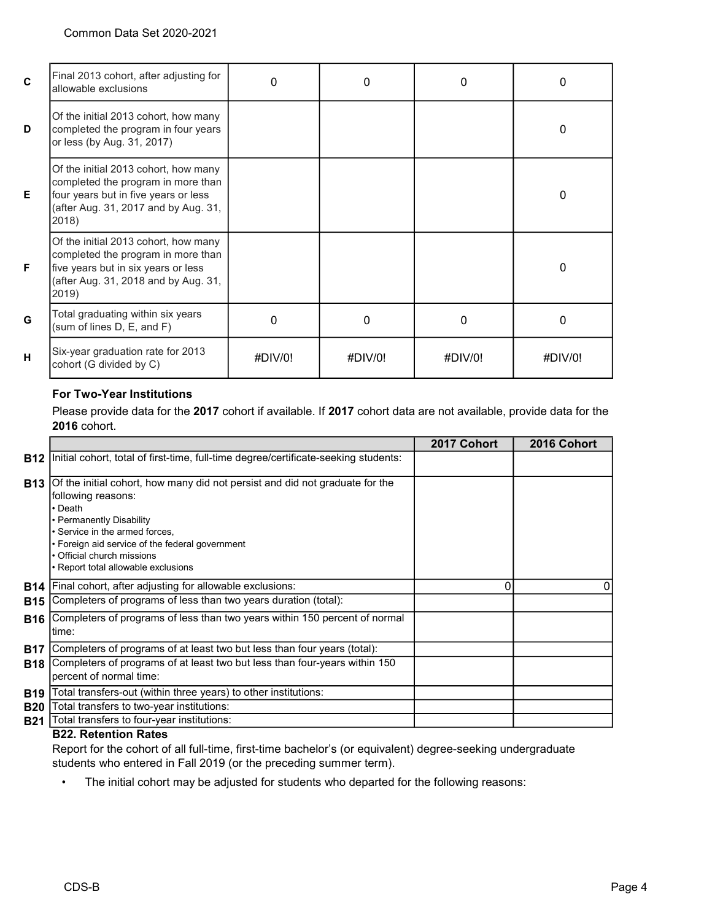| | | | | | |
|---|---|---|---|---|---|
| C | Final 2013 cohort, after adjusting for allowable exclusions | 0 | 0 | 0 | 0 |
| D | Of the initial 2013 cohort, how many completed the program in four years or less (by Aug. 31, 2017) | | | | 0 |
| E | Of the initial 2013 cohort, how many completed the program in more than four years but in five years or less (after Aug. 31, 2017 and by Aug. 31, 2018) | | | | 0 |
| F | Of the initial 2013 cohort, how many completed the program in more than five years but in six years or less (after Aug. 31, 2018 and by Aug. 31, 2019) | | | | 0 |
| G | Total graduating within six years (sum of lines D, E, and F) | 0 | 0 | 0 | 0 |
| H | Six-year graduation rate for 2013 cohort (G divided by C) | #DIV/0! | #DIV/0! | #DIV/0! | #DIV/0! |

### For Two-Year Institutions

Please provide data for the **2017** cohort if available. If **2017** cohort data are not available, provide data for the **2016** cohort.

| | | 2017 Cohort | 2016 Cohort |
|---|---|---|---|
| B12 | Initial cohort, total of first-time, full-time degree/certificate-seeking students: | | |
| B13 | Of the initial cohort, how many did not persist and did not graduate for the following reasons:<br>• Death<br>• Permanently Disability<br>• Service in the armed forces,<br>• Foreign aid service of the federal government<br>• Official church missions<br>• Report total allowable exclusions | | |
| B14 | Final cohort, after adjusting for allowable exclusions: | 0 | 0 |
| B15 | Completers of programs of less than two years duration (total): | | |
| B16 | Completers of programs of less than two years within 150 percent of normal time: | | |
| B17 | Completers of programs of at least two but less than four years (total): | | |
| B18 | Completers of programs of at least two but less than four-years within 150 percent of normal time: | | |
| B19 | Total transfers-out (within three years) to other institutions: | | |
| B20 | Total transfers to two-year institutions: | | |
| B21 | Total transfers to four-year institutions: | | |

### B22. Retention Rates

Report for the cohort of all full-time, first-time bachelor's (or equivalent) degree-seeking undergraduate students who entered in Fall 2019 (or the preceding summer term).

- The initial cohort may be adjusted for students who departed for the following reasons: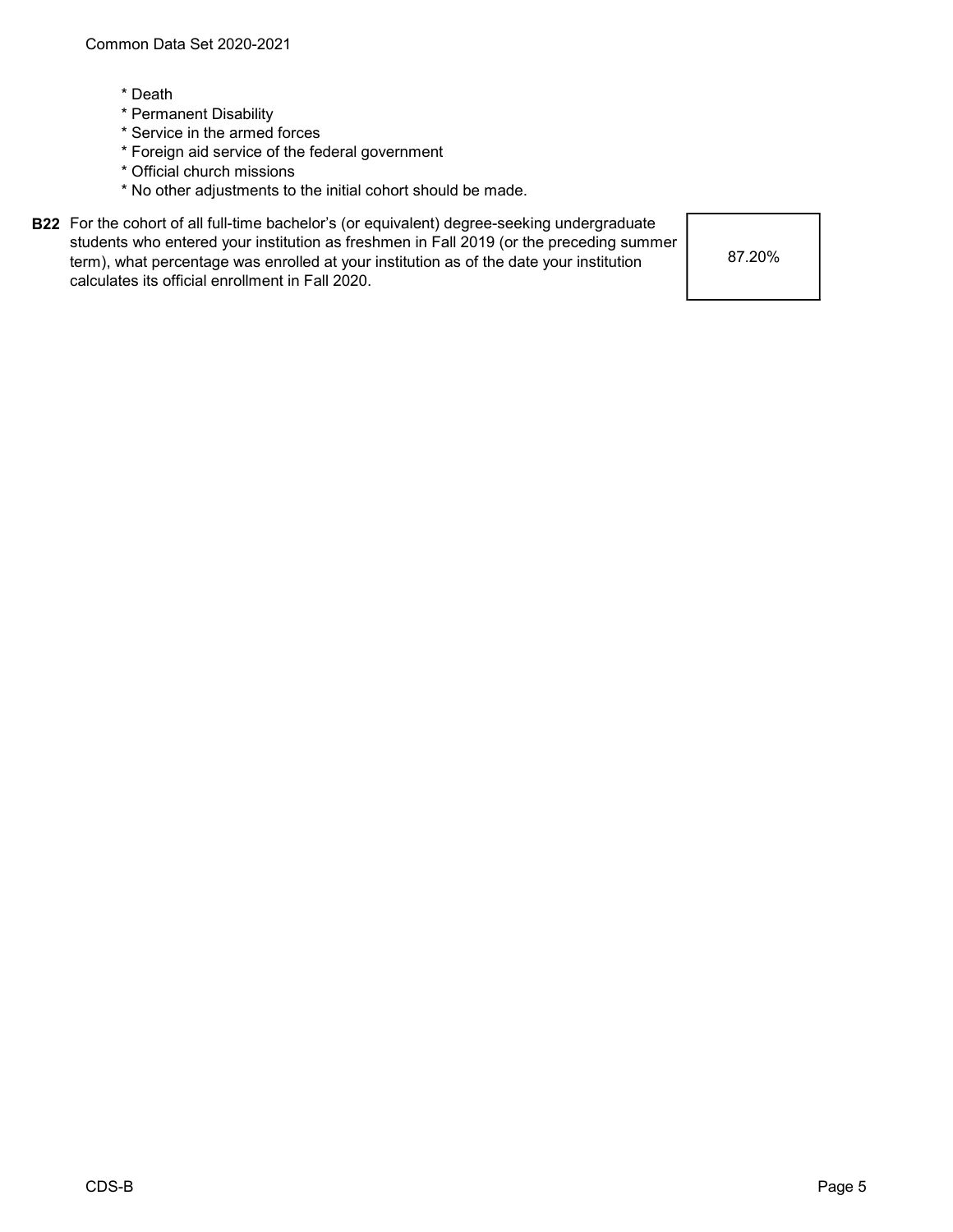* Death
* Permanent Disability
* Service in the armed forces
* Foreign aid service of the federal government
* Official church missions
* No other adjustments to the initial cohort should be made.

| | |
|---|---|
| **B22** For the cohort of all full-time bachelor's (or equivalent) degree-seeking undergraduate students who entered your institution as freshmen in Fall 2019 (or the preceding summer term), what percentage was enrolled at your institution as of the date your institution calculates its official enrollment in Fall 2020. | 87.20% |